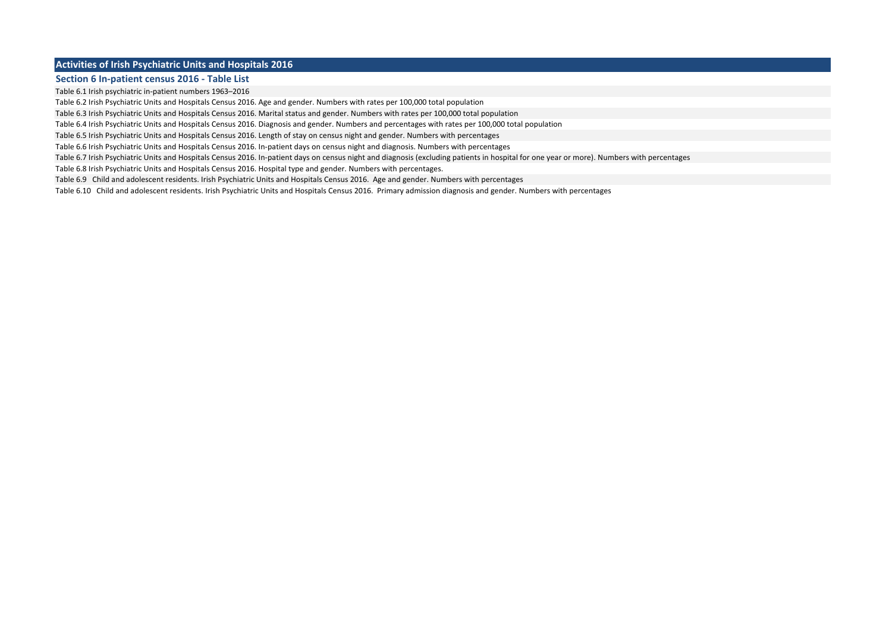# Activities of Irish Psychiatric Units and Hospitals 2016

## Section 6 In-patient census 2016 - Table List

Table 6.1 Irish psychiatric in-patient numbers 1963–2016

Table 6.2 Irish Psychiatric Units and Hospitals Census 2016. Age and gender. Numbers with rates per 100,000 total population

Table 6.3 Irish Psychiatric Units and Hospitals Census 2016. Marital status and gender. Numbers with rates per 100,000 total population

Table 6.4 Irish Psychiatric Units and Hospitals Census 2016. Diagnosis and gender. Numbers and percentages with rates per 100,000 total population

Table 6.5 Irish Psychiatric Units and Hospitals Census 2016. Length of stay on census night and gender. Numbers with percentages

Table 6.6 Irish Psychiatric Units and Hospitals Census 2016. In-patient days on census night and diagnosis. Numbers with percentages

Table 6.7 Irish Psychiatric Units and Hospitals Census 2016. In-patient days on census night and diagnosis (excluding patients in hospital for one year or more). Numbers with percentages

Table 6.8 Irish Psychiatric Units and Hospitals Census 2016. Hospital type and gender. Numbers with percentages.

Table 6.9 Child and adolescent residents. Irish Psychiatric Units and Hospitals Census 2016. Age and gender. Numbers with percentages

Table 6.10 Child and adolescent residents. Irish Psychiatric Units and Hospitals Census 2016. Primary admission diagnosis and gender. Numbers with percentages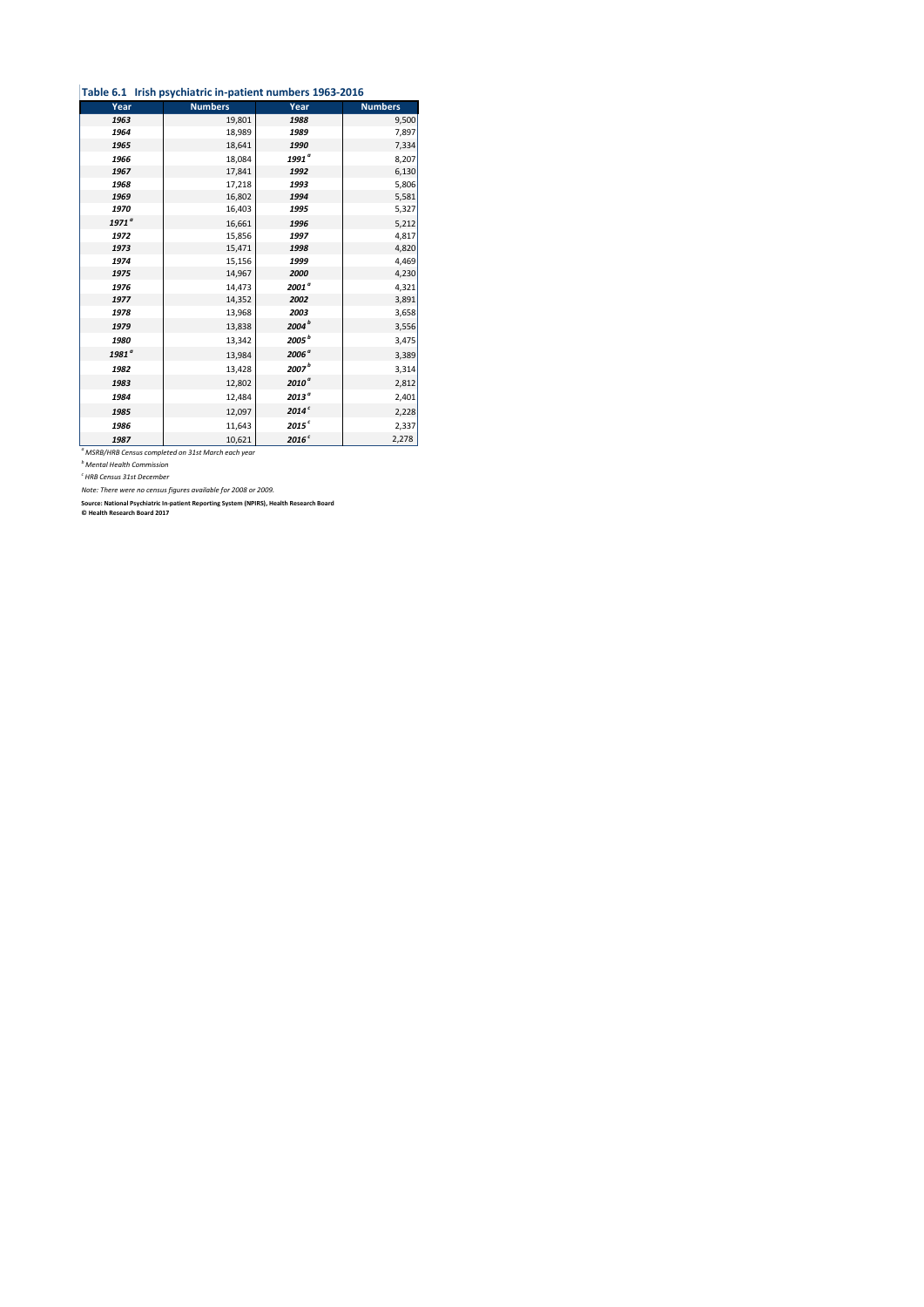**Table 6.1 Irish psychiatric in-patient numbers 1963-2016**

| Year | Numbers | Year | Numbers |
|---|---|---|---|
| *1963* | 19,801 | *1988* | 9,500 |
| *1964* | 18,989 | *1989* | 7,897 |
| *1965* | 18,641 | *1990* | 7,334 |
| *1966* | 18,084 | *1991* [a] | 8,207 |
| *1967* | 17,841 | *1992* | 6,130 |
| *1968* | 17,218 | *1993* | 5,806 |
| *1969* | 16,802 | *1994* | 5,581 |
| *1970* | 16,403 | *1995* | 5,327 |
| *1971* [a] | 16,661 | *1996* | 5,212 |
| *1972* | 15,856 | *1997* | 4,817 |
| *1973* | 15,471 | *1998* | 4,820 |
| *1974* | 15,156 | *1999* | 4,469 |
| *1975* | 14,967 | *2000* | 4,230 |
| *1976* | 14,473 | *2001* [a] | 4,321 |
| *1977* | 14,352 | *2002* | 3,891 |
| *1978* | 13,968 | *2003* | 3,658 |
| *1979* | 13,838 | *2004* [b] | 3,556 |
| *1980* | 13,342 | *2005* [b] | 3,475 |
| *1981* [a] | 13,984 | *2006* [a] | 3,389 |
| *1982* | 13,428 | *2007* [b] | 3,314 |
| *1983* | 12,802 | *2010* [a] | 2,812 |
| *1984* | 12,484 | *2013* [a] | 2,401 |
| *1985* | 12,097 | *2014* [c] | 2,228 |
| *1986* | 11,643 | *2015* [c] | 2,337 |
| *1987* | 10,621 | *2016* [c] | 2,278 |

[a] *MSRB/HRB Census completed on 31st March each year*

[b] *Mental Health Commission*

[c] *HRB Census 31st December*

*Note: There were no census figures available for 2008 or 2009.*

**Source: National Psychiatric In-patient Reporting System (NPIRS), Health Research Board**
**© Health Research Board 2017**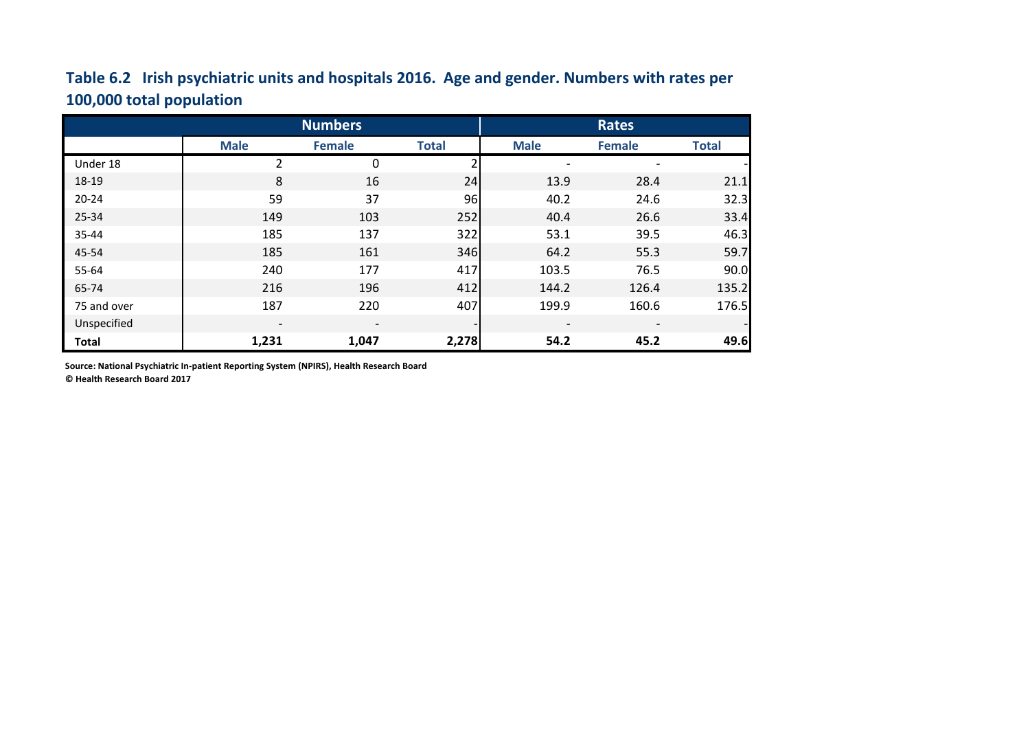## Table 6.2 Irish psychiatric units and hospitals 2016. Age and gender. Numbers with rates per 100,000 total population

| | Numbers | | | Rates | | |
|---|---|---|---|---|---|---|
| | Male | Female | Total | Male | Female | Total |
| Under 18 | 2 | 0 | 2 | - | - | - |
| 18-19 | 8 | 16 | 24 | 13.9 | 28.4 | 21.1 |
| 20-24 | 59 | 37 | 96 | 40.2 | 24.6 | 32.3 |
| 25-34 | 149 | 103 | 252 | 40.4 | 26.6 | 33.4 |
| 35-44 | 185 | 137 | 322 | 53.1 | 39.5 | 46.3 |
| 45-54 | 185 | 161 | 346 | 64.2 | 55.3 | 59.7 |
| 55-64 | 240 | 177 | 417 | 103.5 | 76.5 | 90.0 |
| 65-74 | 216 | 196 | 412 | 144.2 | 126.4 | 135.2 |
| 75 and over | 187 | 220 | 407 | 199.9 | 160.6 | 176.5 |
| Unspecified | - | - | - | - | - | - |
| **Total** | **1,231** | **1,047** | **2,278** | **54.2** | **45.2** | **49.6** |

**Source: National Psychiatric In-patient Reporting System (NPIRS), Health Research Board**
**© Health Research Board 2017**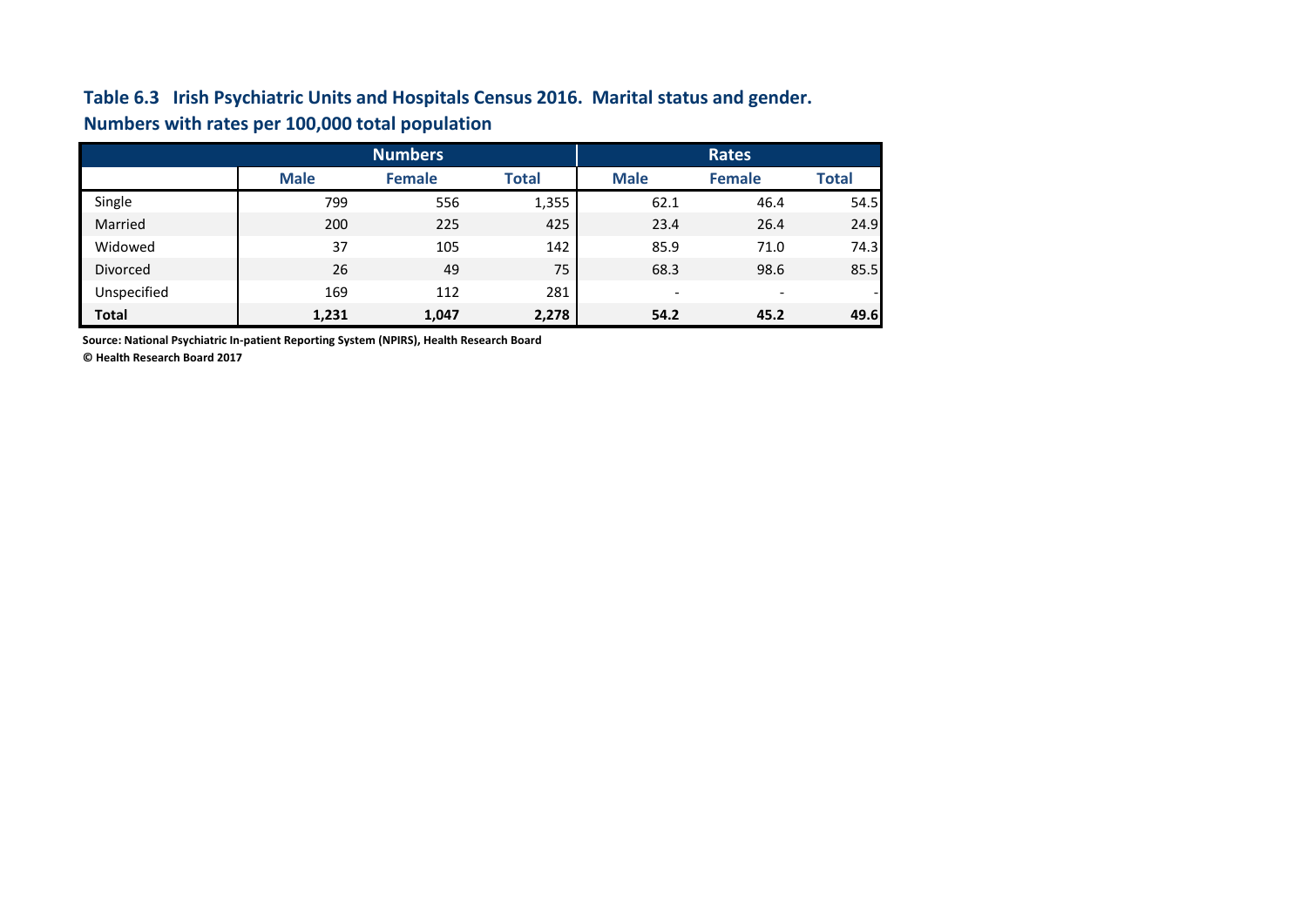**Table 6.3 Irish Psychiatric Units and Hospitals Census 2016. Marital status and gender. Numbers with rates per 100,000 total population**

| | Numbers | | | Rates | | |
|---|---|---|---|---|---|---|
| | Male | Female | Total | Male | Female | Total |
| Single | 799 | 556 | 1,355 | 62.1 | 46.4 | 54.5 |
| Married | 200 | 225 | 425 | 23.4 | 26.4 | 24.9 |
| Widowed | 37 | 105 | 142 | 85.9 | 71.0 | 74.3 |
| Divorced | 26 | 49 | 75 | 68.3 | 98.6 | 85.5 |
| Unspecified | 169 | 112 | 281 | - | - | - |
| **Total** | **1,231** | **1,047** | **2,278** | **54.2** | **45.2** | **49.6** |

**Source: National Psychiatric In-patient Reporting System (NPIRS), Health Research Board**

**© Health Research Board 2017**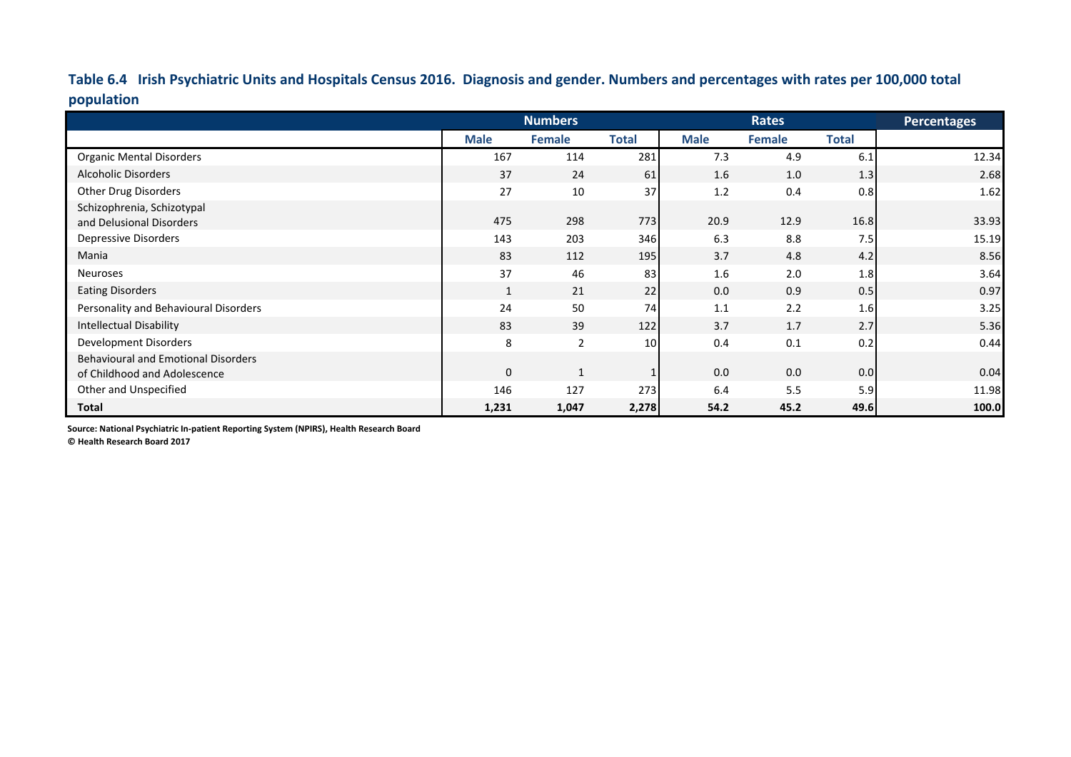**Table 6.4 Irish Psychiatric Units and Hospitals Census 2016. Diagnosis and gender. Numbers and percentages with rates per 100,000 total population**

| | Numbers | | | Rates | | | Percentages |
|---|---|---|---|---|---|---|---|
| | Male | Female | Total | Male | Female | Total | |
| Organic Mental Disorders | 167 | 114 | 281 | 7.3 | 4.9 | 6.1 | 12.34 |
| Alcoholic Disorders | 37 | 24 | 61 | 1.6 | 1.0 | 1.3 | 2.68 |
| Other Drug Disorders | 27 | 10 | 37 | 1.2 | 0.4 | 0.8 | 1.62 |
| Schizophrenia, Schizotypal and Delusional Disorders | 475 | 298 | 773 | 20.9 | 12.9 | 16.8 | 33.93 |
| Depressive Disorders | 143 | 203 | 346 | 6.3 | 8.8 | 7.5 | 15.19 |
| Mania | 83 | 112 | 195 | 3.7 | 4.8 | 4.2 | 8.56 |
| Neuroses | 37 | 46 | 83 | 1.6 | 2.0 | 1.8 | 3.64 |
| Eating Disorders | 1 | 21 | 22 | 0.0 | 0.9 | 0.5 | 0.97 |
| Personality and Behavioural Disorders | 24 | 50 | 74 | 1.1 | 2.2 | 1.6 | 3.25 |
| Intellectual Disability | 83 | 39 | 122 | 3.7 | 1.7 | 2.7 | 5.36 |
| Development Disorders | 8 | 2 | 10 | 0.4 | 0.1 | 0.2 | 0.44 |
| Behavioural and Emotional Disorders of Childhood and Adolescence | 0 | 1 | 1 | 0.0 | 0.0 | 0.0 | 0.04 |
| Other and Unspecified | 146 | 127 | 273 | 6.4 | 5.5 | 5.9 | 11.98 |
| **Total** | **1,231** | **1,047** | **2,278** | **54.2** | **45.2** | **49.6** | **100.0** |

**Source: National Psychiatric In-patient Reporting System (NPIRS), Health Research Board**
**© Health Research Board 2017**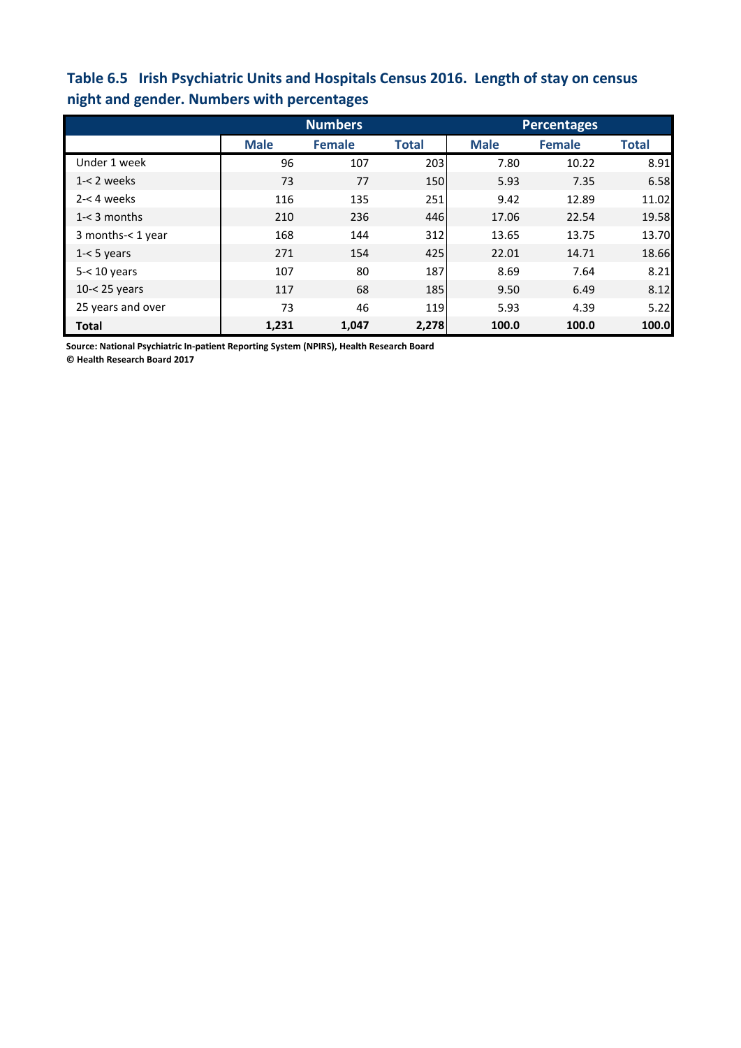## Table 6.5 Irish Psychiatric Units and Hospitals Census 2016. Length of stay on census night and gender. Numbers with percentages

| | Numbers | | | Percentages | | |
|---|---|---|---|---|---|---|
| | Male | Female | Total | Male | Female | Total |
| Under 1 week | 96 | 107 | 203 | 7.80 | 10.22 | 8.91 |
| 1-< 2 weeks | 73 | 77 | 150 | 5.93 | 7.35 | 6.58 |
| 2-< 4 weeks | 116 | 135 | 251 | 9.42 | 12.89 | 11.02 |
| 1-< 3 months | 210 | 236 | 446 | 17.06 | 22.54 | 19.58 |
| 3 months-< 1 year | 168 | 144 | 312 | 13.65 | 13.75 | 13.70 |
| 1-< 5 years | 271 | 154 | 425 | 22.01 | 14.71 | 18.66 |
| 5-< 10 years | 107 | 80 | 187 | 8.69 | 7.64 | 8.21 |
| 10-< 25 years | 117 | 68 | 185 | 9.50 | 6.49 | 8.12 |
| 25 years and over | 73 | 46 | 119 | 5.93 | 4.39 | 5.22 |
| **Total** | **1,231** | **1,047** | **2,278** | **100.0** | **100.0** | **100.0** |

**Source: National Psychiatric In-patient Reporting System (NPIRS), Health Research Board**
**© Health Research Board 2017**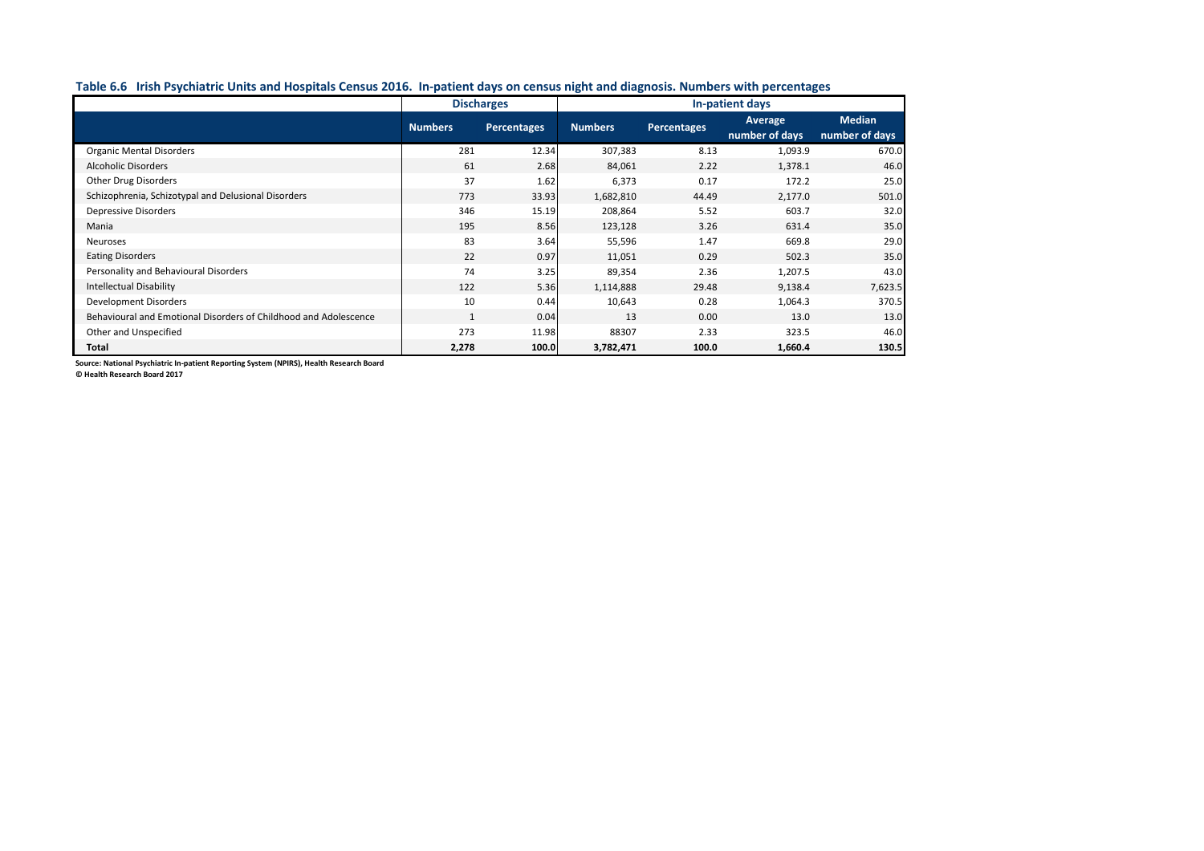**Table 6.6 Irish Psychiatric Units and Hospitals Census 2016. In-patient days on census night and diagnosis. Numbers with percentages**

| | Discharges | | In-patient days | | | |
|---|---|---|---|---|---|---|
| | Numbers | Percentages | Numbers | Percentages | Average number of days | Median number of days |
| Organic Mental Disorders | 281 | 12.34 | 307,383 | 8.13 | 1,093.9 | 670.0 |
| Alcoholic Disorders | 61 | 2.68 | 84,061 | 2.22 | 1,378.1 | 46.0 |
| Other Drug Disorders | 37 | 1.62 | 6,373 | 0.17 | 172.2 | 25.0 |
| Schizophrenia, Schizotypal and Delusional Disorders | 773 | 33.93 | 1,682,810 | 44.49 | 2,177.0 | 501.0 |
| Depressive Disorders | 346 | 15.19 | 208,864 | 5.52 | 603.7 | 32.0 |
| Mania | 195 | 8.56 | 123,128 | 3.26 | 631.4 | 35.0 |
| Neuroses | 83 | 3.64 | 55,596 | 1.47 | 669.8 | 29.0 |
| Eating Disorders | 22 | 0.97 | 11,051 | 0.29 | 502.3 | 35.0 |
| Personality and Behavioural Disorders | 74 | 3.25 | 89,354 | 2.36 | 1,207.5 | 43.0 |
| Intellectual Disability | 122 | 5.36 | 1,114,888 | 29.48 | 9,138.4 | 7,623.5 |
| Development Disorders | 10 | 0.44 | 10,643 | 0.28 | 1,064.3 | 370.5 |
| Behavioural and Emotional Disorders of Childhood and Adolescence | 1 | 0.04 | 13 | 0.00 | 13.0 | 13.0 |
| Other and Unspecified | 273 | 11.98 | 88307 | 2.33 | 323.5 | 46.0 |
| **Total** | **2,278** | **100.0** | **3,782,471** | **100.0** | **1,660.4** | **130.5** |

**Source: National Psychiatric In-patient Reporting System (NPIRS), Health Research Board**
**© Health Research Board 2017**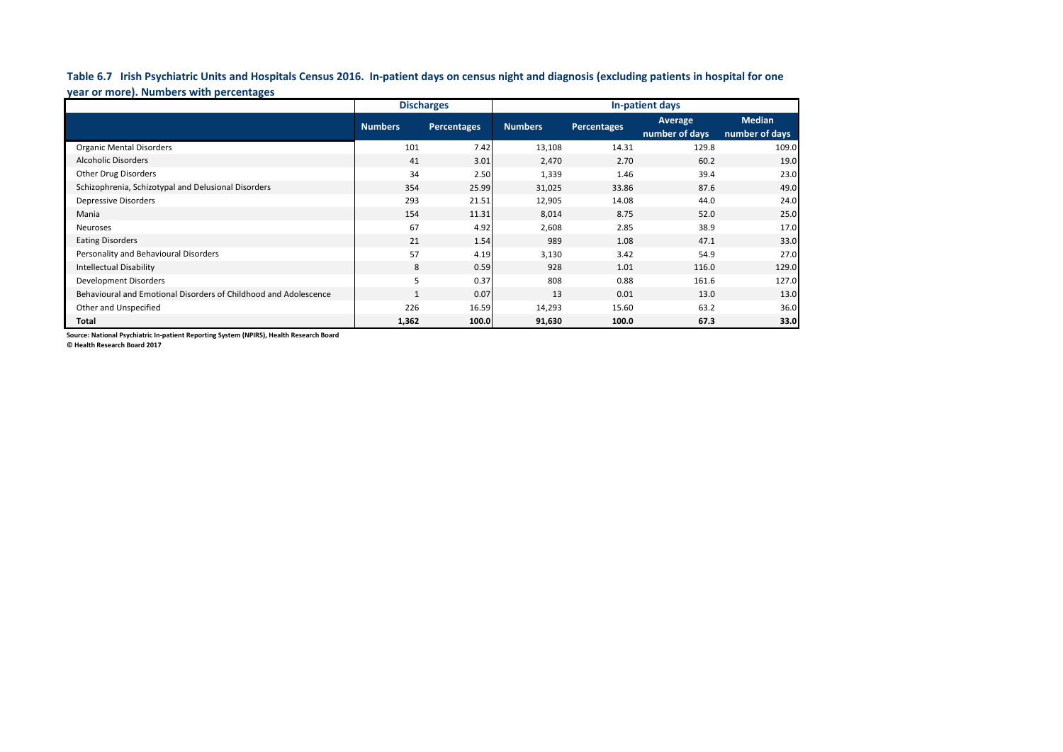**Table 6.7 Irish Psychiatric Units and Hospitals Census 2016. In-patient days on census night and diagnosis (excluding patients in hospital for one year or more). Numbers with percentages**

| | Discharges | | In-patient days | | | |
|---|---|---|---|---|---|---|
| | Numbers | Percentages | Numbers | Percentages | Average number of days | Median number of days |
| Organic Mental Disorders | 101 | 7.42 | 13,108 | 14.31 | 129.8 | 109.0 |
| Alcoholic Disorders | 41 | 3.01 | 2,470 | 2.70 | 60.2 | 19.0 |
| Other Drug Disorders | 34 | 2.50 | 1,339 | 1.46 | 39.4 | 23.0 |
| Schizophrenia, Schizotypal and Delusional Disorders | 354 | 25.99 | 31,025 | 33.86 | 87.6 | 49.0 |
| Depressive Disorders | 293 | 21.51 | 12,905 | 14.08 | 44.0 | 24.0 |
| Mania | 154 | 11.31 | 8,014 | 8.75 | 52.0 | 25.0 |
| Neuroses | 67 | 4.92 | 2,608 | 2.85 | 38.9 | 17.0 |
| Eating Disorders | 21 | 1.54 | 989 | 1.08 | 47.1 | 33.0 |
| Personality and Behavioural Disorders | 57 | 4.19 | 3,130 | 3.42 | 54.9 | 27.0 |
| Intellectual Disability | 8 | 0.59 | 928 | 1.01 | 116.0 | 129.0 |
| Development Disorders | 5 | 0.37 | 808 | 0.88 | 161.6 | 127.0 |
| Behavioural and Emotional Disorders of Childhood and Adolescence | 1 | 0.07 | 13 | 0.01 | 13.0 | 13.0 |
| Other and Unspecified | 226 | 16.59 | 14,293 | 15.60 | 63.2 | 36.0 |
| **Total** | **1,362** | **100.0** | **91,630** | **100.0** | **67.3** | **33.0** |

**Source: National Psychiatric In-patient Reporting System (NPIRS), Health Research Board**
**© Health Research Board 2017**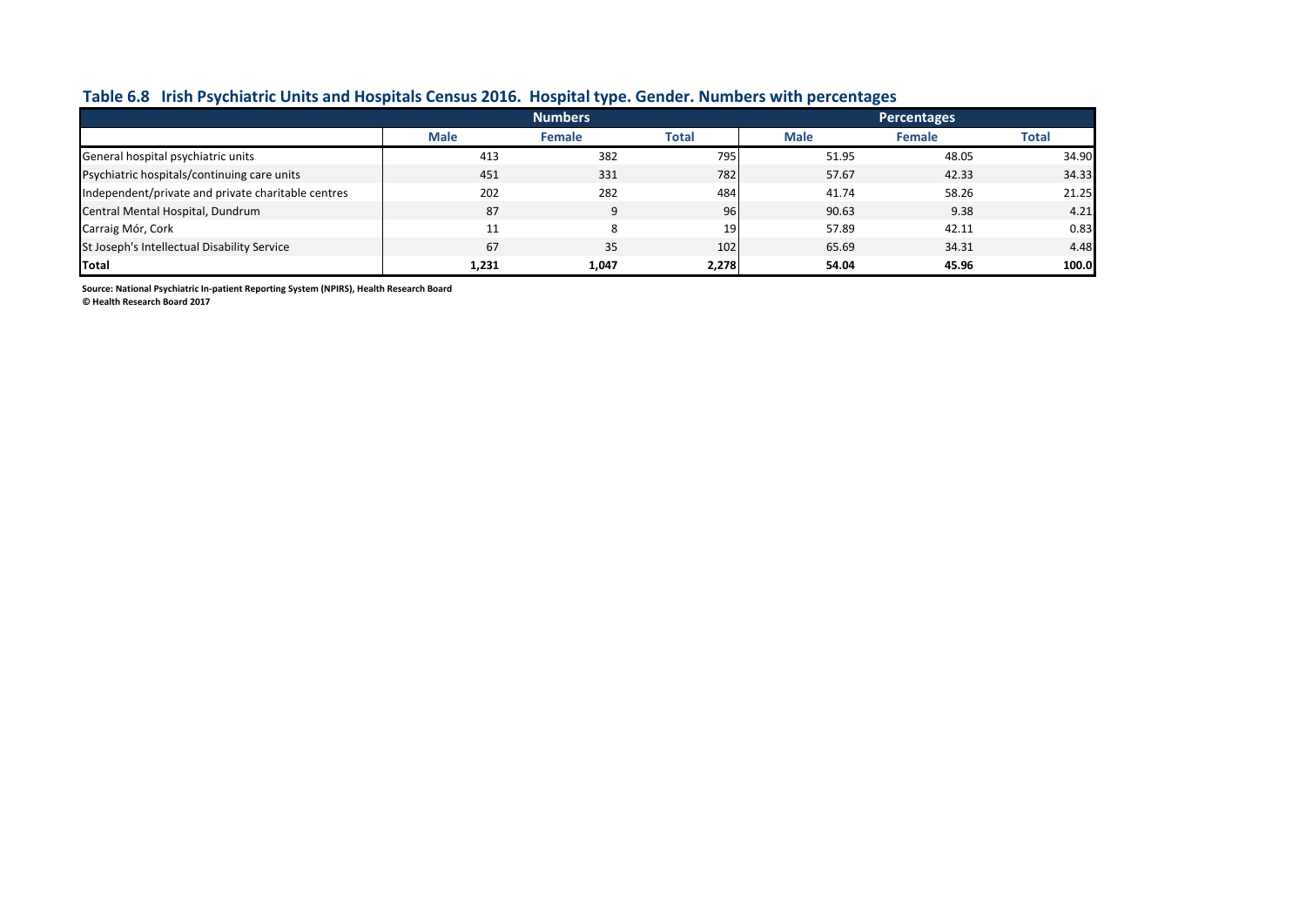## Table 6.8 Irish Psychiatric Units and Hospitals Census 2016. Hospital type. Gender. Numbers with percentages

| | Numbers | | | Percentages | | |
|---|---|---|---|---|---|---|
| | Male | Female | Total | Male | Female | Total |
| General hospital psychiatric units | 413 | 382 | 795 | 51.95 | 48.05 | 34.90 |
| Psychiatric hospitals/continuing care units | 451 | 331 | 782 | 57.67 | 42.33 | 34.33 |
| Independent/private and private charitable centres | 202 | 282 | 484 | 41.74 | 58.26 | 21.25 |
| Central Mental Hospital, Dundrum | 87 | 9 | 96 | 90.63 | 9.38 | 4.21 |
| Carraig Mór, Cork | 11 | 8 | 19 | 57.89 | 42.11 | 0.83 |
| St Joseph's Intellectual Disability Service | 67 | 35 | 102 | 65.69 | 34.31 | 4.48 |
| **Total** | **1,231** | **1,047** | **2,278** | **54.04** | **45.96** | **100.0** |

**Source: National Psychiatric In-patient Reporting System (NPIRS), Health Research Board**
**© Health Research Board 2017**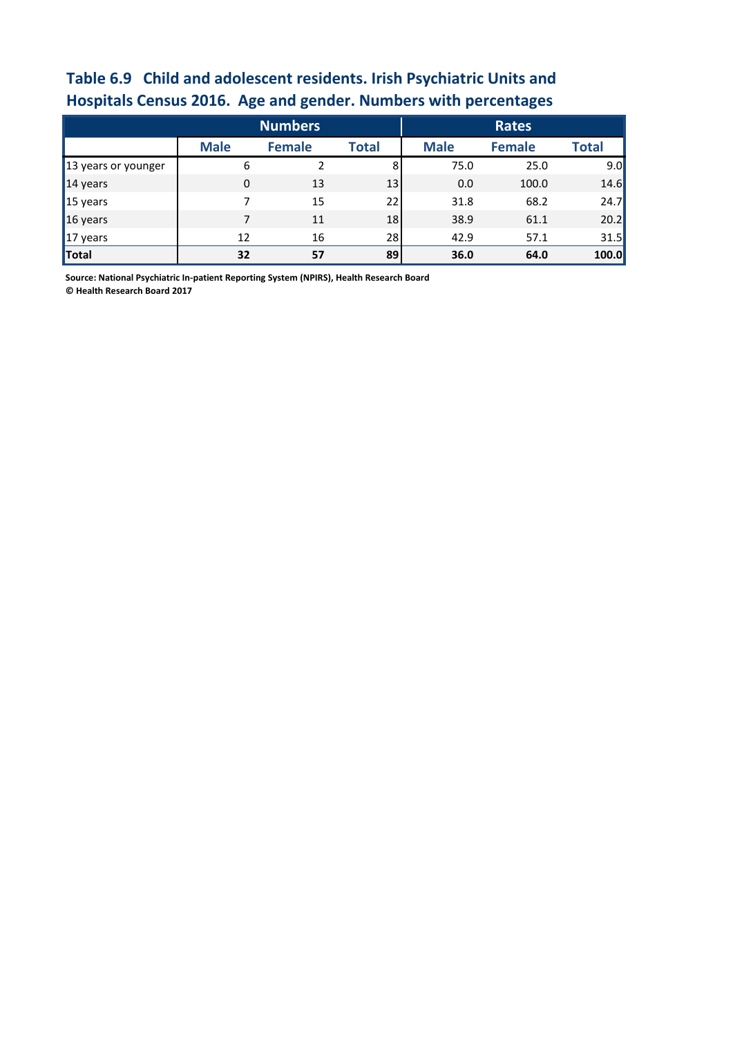## Table 6.9 Child and adolescent residents. Irish Psychiatric Units and Hospitals Census 2016. Age and gender. Numbers with percentages

| | Numbers | | | Rates | | |
|---|---|---|---|---|---|---|
| | Male | Female | Total | Male | Female | Total |
| 13 years or younger | 6 | 2 | 8 | 75.0 | 25.0 | 9.0 |
| 14 years | 0 | 13 | 13 | 0.0 | 100.0 | 14.6 |
| 15 years | 7 | 15 | 22 | 31.8 | 68.2 | 24.7 |
| 16 years | 7 | 11 | 18 | 38.9 | 61.1 | 20.2 |
| 17 years | 12 | 16 | 28 | 42.9 | 57.1 | 31.5 |
| **Total** | **32** | **57** | **89** | **36.0** | **64.0** | **100.0** |

**Source: National Psychiatric In-patient Reporting System (NPIRS), Health Research Board**
**© Health Research Board 2017**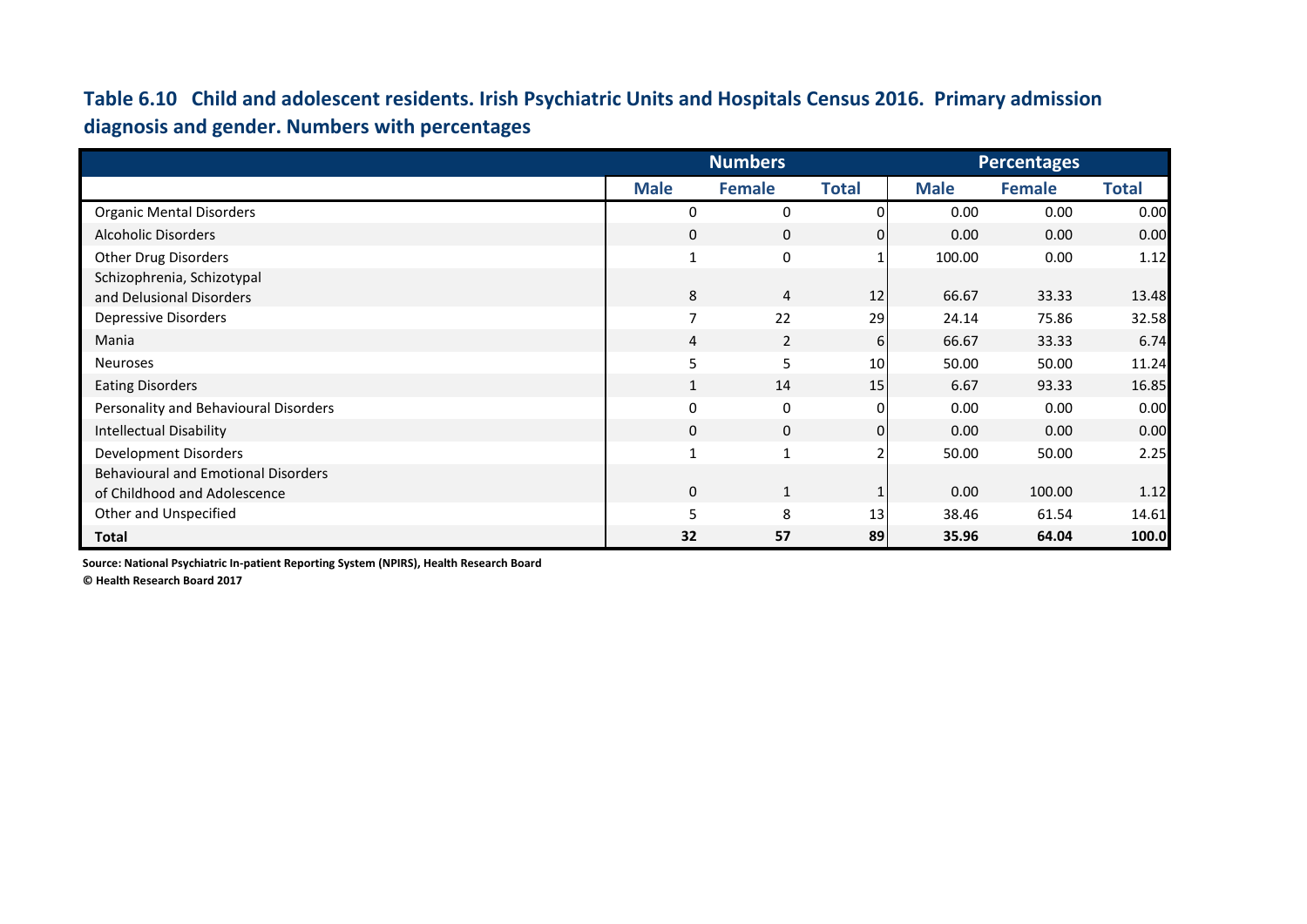**Table 6.10 Child and adolescent residents. Irish Psychiatric Units and Hospitals Census 2016. Primary admission diagnosis and gender. Numbers with percentages**

| | Numbers | | | Percentages | | |
|---|---|---|---|---|---|---|
| | Male | Female | Total | Male | Female | Total |
| Organic Mental Disorders | 0 | 0 | 0 | 0.00 | 0.00 | 0.00 |
| Alcoholic Disorders | 0 | 0 | 0 | 0.00 | 0.00 | 0.00 |
| Other Drug Disorders | 1 | 0 | 1 | 100.00 | 0.00 | 1.12 |
| Schizophrenia, Schizotypal and Delusional Disorders | 8 | 4 | 12 | 66.67 | 33.33 | 13.48 |
| Depressive Disorders | 7 | 22 | 29 | 24.14 | 75.86 | 32.58 |
| Mania | 4 | 2 | 6 | 66.67 | 33.33 | 6.74 |
| Neuroses | 5 | 5 | 10 | 50.00 | 50.00 | 11.24 |
| Eating Disorders | 1 | 14 | 15 | 6.67 | 93.33 | 16.85 |
| Personality and Behavioural Disorders | 0 | 0 | 0 | 0.00 | 0.00 | 0.00 |
| Intellectual Disability | 0 | 0 | 0 | 0.00 | 0.00 | 0.00 |
| Development Disorders | 1 | 1 | 2 | 50.00 | 50.00 | 2.25 |
| Behavioural and Emotional Disorders of Childhood and Adolescence | 0 | 1 | 1 | 0.00 | 100.00 | 1.12 |
| Other and Unspecified | 5 | 8 | 13 | 38.46 | 61.54 | 14.61 |
| **Total** | **32** | **57** | **89** | **35.96** | **64.04** | **100.0** |

**Source: National Psychiatric In-patient Reporting System (NPIRS), Health Research Board**

**© Health Research Board 2017**